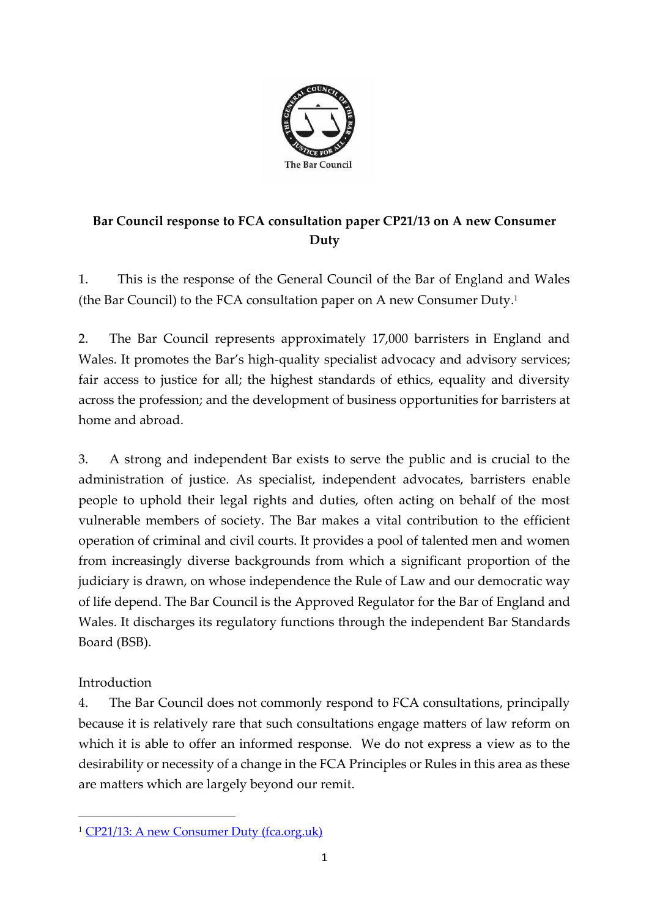**Bar Council response to FCA consultation paper CP21/13 on A new Consumer Duty**

1. This is the response of the General Council of the Bar of England and Wales (the Bar Council) to the FCA consultation paper on A new Consumer Duty.[1]

2. The Bar Council represents approximately 17,000 barristers in England and Wales. It promotes the Bar's high-quality specialist advocacy and advisory services; fair access to justice for all; the highest standards of ethics, equality and diversity across the profession; and the development of business opportunities for barristers at home and abroad.

3. A strong and independent Bar exists to serve the public and is crucial to the administration of justice. As specialist, independent advocates, barristers enable people to uphold their legal rights and duties, often acting on behalf of the most vulnerable members of society. The Bar makes a vital contribution to the efficient operation of criminal and civil courts. It provides a pool of talented men and women from increasingly diverse backgrounds from which a significant proportion of the judiciary is drawn, on whose independence the Rule of Law and our democratic way of life depend. The Bar Council is the Approved Regulator for the Bar of England and Wales. It discharges its regulatory functions through the independent Bar Standards Board (BSB).

Introduction

4. The Bar Council does not commonly respond to FCA consultations, principally because it is relatively rare that such consultations engage matters of law reform on which it is able to offer an informed response. We do not express a view as to the desirability or necessity of a change in the FCA Principles or Rules in this area as these are matters which are largely beyond our remit.

---

[1] CP21/13: A new Consumer Duty (fca.org.uk)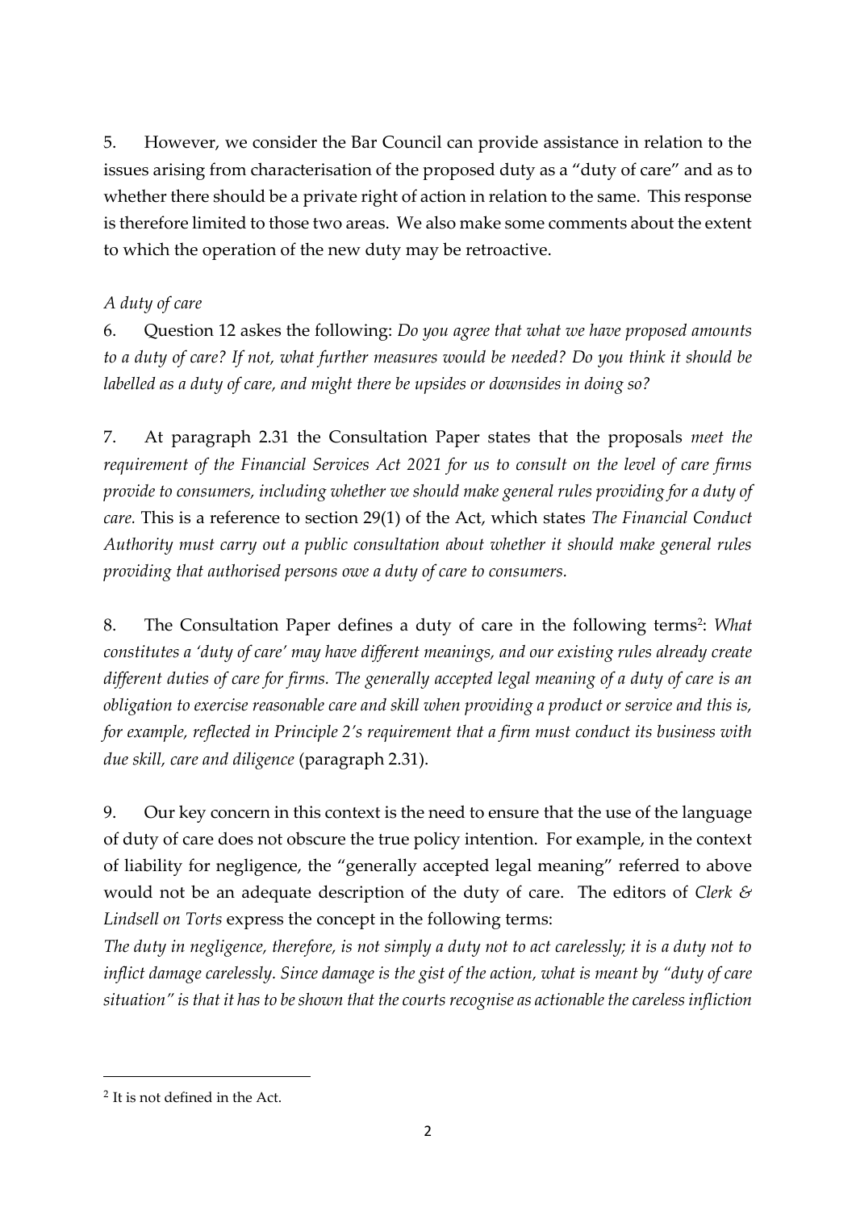5. However, we consider the Bar Council can provide assistance in relation to the issues arising from characterisation of the proposed duty as a "duty of care" and as to whether there should be a private right of action in relation to the same. This response is therefore limited to those two areas. We also make some comments about the extent to which the operation of the new duty may be retroactive.

*A duty of care*

6. Question 12 askes the following: *Do you agree that what we have proposed amounts to a duty of care? If not, what further measures would be needed? Do you think it should be labelled as a duty of care, and might there be upsides or downsides in doing so?*

7. At paragraph 2.31 the Consultation Paper states that the proposals *meet the requirement of the Financial Services Act 2021 for us to consult on the level of care firms provide to consumers, including whether we should make general rules providing for a duty of care.* This is a reference to section 29(1) of the Act, which states *The Financial Conduct Authority must carry out a public consultation about whether it should make general rules providing that authorised persons owe a duty of care to consumers.*

8. The Consultation Paper defines a duty of care in the following terms[2]: *What constitutes a 'duty of care' may have different meanings, and our existing rules already create different duties of care for firms. The generally accepted legal meaning of a duty of care is an obligation to exercise reasonable care and skill when providing a product or service and this is, for example, reflected in Principle 2's requirement that a firm must conduct its business with due skill, care and diligence* (paragraph 2.31).

9. Our key concern in this context is the need to ensure that the use of the language of duty of care does not obscure the true policy intention. For example, in the context of liability for negligence, the "generally accepted legal meaning" referred to above would not be an adequate description of the duty of care. The editors of *Clerk & Lindsell on Torts* express the concept in the following terms:
*The duty in negligence, therefore, is not simply a duty not to act carelessly; it is a duty not to inflict damage carelessly. Since damage is the gist of the action, what is meant by "duty of care situation" is that it has to be shown that the courts recognise as actionable the careless infliction*

[2] It is not defined in the Act.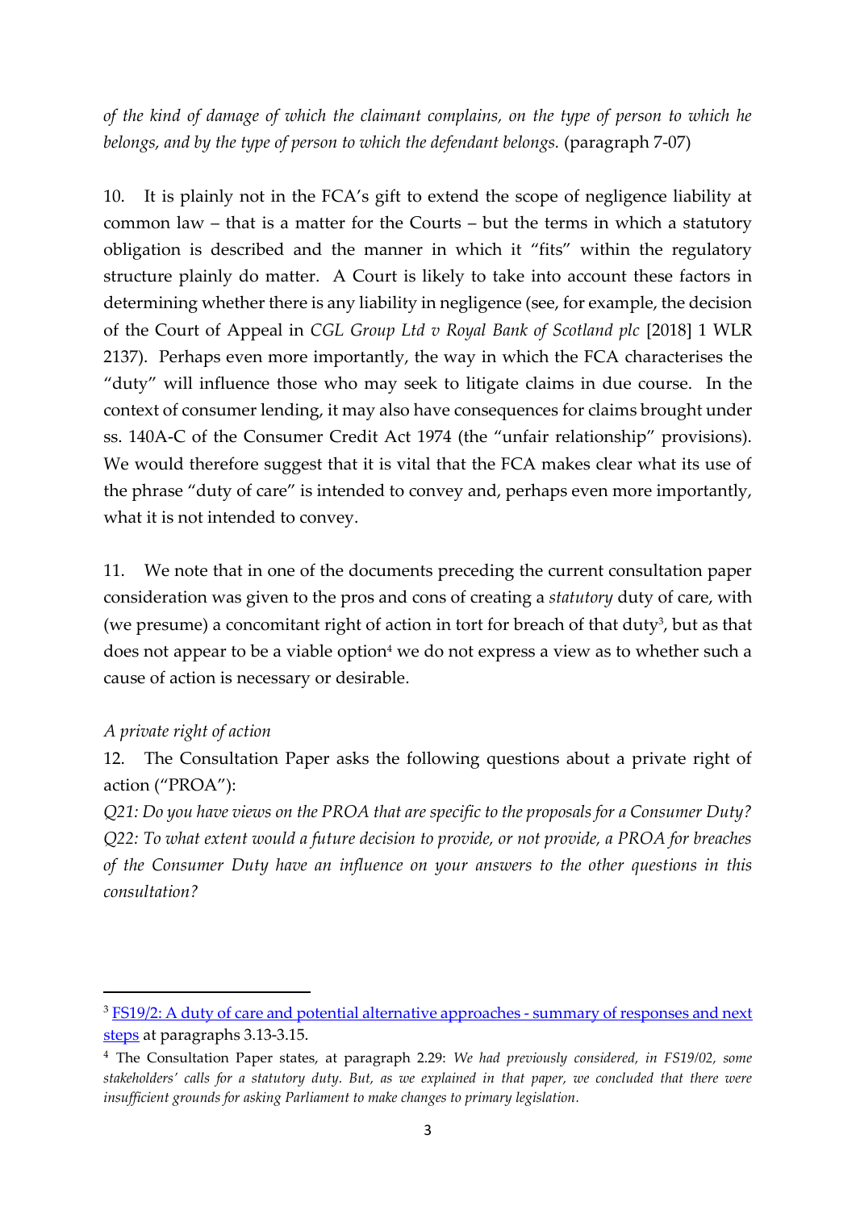*of the kind of damage of which the claimant complains, on the type of person to which he belongs, and by the type of person to which the defendant belongs.* (paragraph 7-07)

10. It is plainly not in the FCA's gift to extend the scope of negligence liability at common law – that is a matter for the Courts – but the terms in which a statutory obligation is described and the manner in which it "fits" within the regulatory structure plainly do matter. A Court is likely to take into account these factors in determining whether there is any liability in negligence (see, for example, the decision of the Court of Appeal in *CGL Group Ltd v Royal Bank of Scotland plc* [2018] 1 WLR 2137). Perhaps even more importantly, the way in which the FCA characterises the "duty" will influence those who may seek to litigate claims in due course. In the context of consumer lending, it may also have consequences for claims brought under ss. 140A-C of the Consumer Credit Act 1974 (the "unfair relationship" provisions). We would therefore suggest that it is vital that the FCA makes clear what its use of the phrase "duty of care" is intended to convey and, perhaps even more importantly, what it is not intended to convey.

11. We note that in one of the documents preceding the current consultation paper consideration was given to the pros and cons of creating a *statutory* duty of care, with (we presume) a concomitant right of action in tort for breach of that duty[3], but as that does not appear to be a viable option[4] we do not express a view as to whether such a cause of action is necessary or desirable.

*A private right of action*

12. The Consultation Paper asks the following questions about a private right of action ("PROA"):

*Q21: Do you have views on the PROA that are specific to the proposals for a Consumer Duty?*

*Q22: To what extent would a future decision to provide, or not provide, a PROA for breaches of the Consumer Duty have an influence on your answers to the other questions in this consultation?*

---

[3] FS19/2: A duty of care and potential alternative approaches - summary of responses and next steps at paragraphs 3.13-3.15.

[4] The Consultation Paper states, at paragraph 2.29: *We had previously considered, in FS19/02, some stakeholders' calls for a statutory duty. But, as we explained in that paper, we concluded that there were insufficient grounds for asking Parliament to make changes to primary legislation.*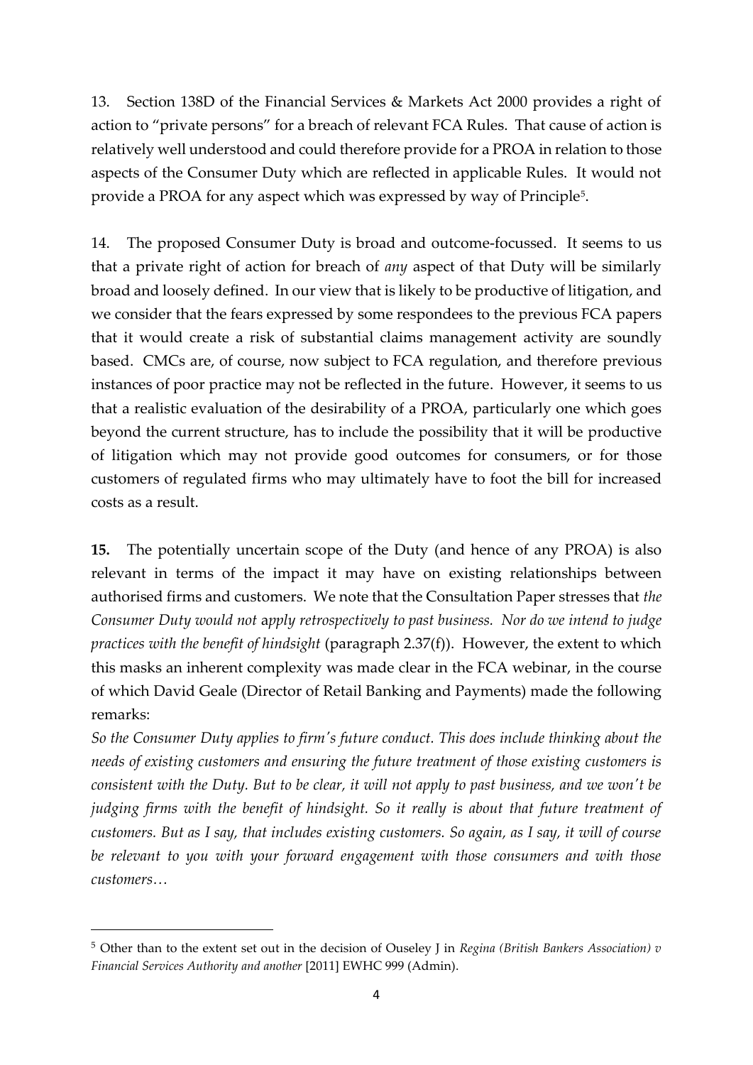13. Section 138D of the Financial Services & Markets Act 2000 provides a right of action to "private persons" for a breach of relevant FCA Rules. That cause of action is relatively well understood and could therefore provide for a PROA in relation to those aspects of the Consumer Duty which are reflected in applicable Rules. It would not provide a PROA for any aspect which was expressed by way of Principle[5].

14. The proposed Consumer Duty is broad and outcome-focussed. It seems to us that a private right of action for breach of *any* aspect of that Duty will be similarly broad and loosely defined. In our view that is likely to be productive of litigation, and we consider that the fears expressed by some respondees to the previous FCA papers that it would create a risk of substantial claims management activity are soundly based. CMCs are, of course, now subject to FCA regulation, and therefore previous instances of poor practice may not be reflected in the future. However, it seems to us that a realistic evaluation of the desirability of a PROA, particularly one which goes beyond the current structure, has to include the possibility that it will be productive of litigation which may not provide good outcomes for consumers, or for those customers of regulated firms who may ultimately have to foot the bill for increased costs as a result.

**15.** The potentially uncertain scope of the Duty (and hence of any PROA) is also relevant in terms of the impact it may have on existing relationships between authorised firms and customers. We note that the Consultation Paper stresses that *the Consumer Duty would not* a*pply retrospectively to past business. Nor do we intend to judge practices with the benefit of hindsight* (paragraph 2.37(f)). However, the extent to which this masks an inherent complexity was made clear in the FCA webinar, in the course of which David Geale (Director of Retail Banking and Payments) made the following remarks:

*So the Consumer Duty applies to firm's future conduct. This does include thinking about the needs of existing customers and ensuring the future treatment of those existing customers is consistent with the Duty. But to be clear, it will not apply to past business, and we won't be judging firms with the benefit of hindsight. So it really is about that future treatment of customers. But as I say, that includes existing customers. So again, as I say, it will of course be relevant to you with your forward engagement with those consumers and with those customers…*

---

[5] Other than to the extent set out in the decision of Ouseley J in *Regina (British Bankers Association) v Financial Services Authority and another* [2011] EWHC 999 (Admin).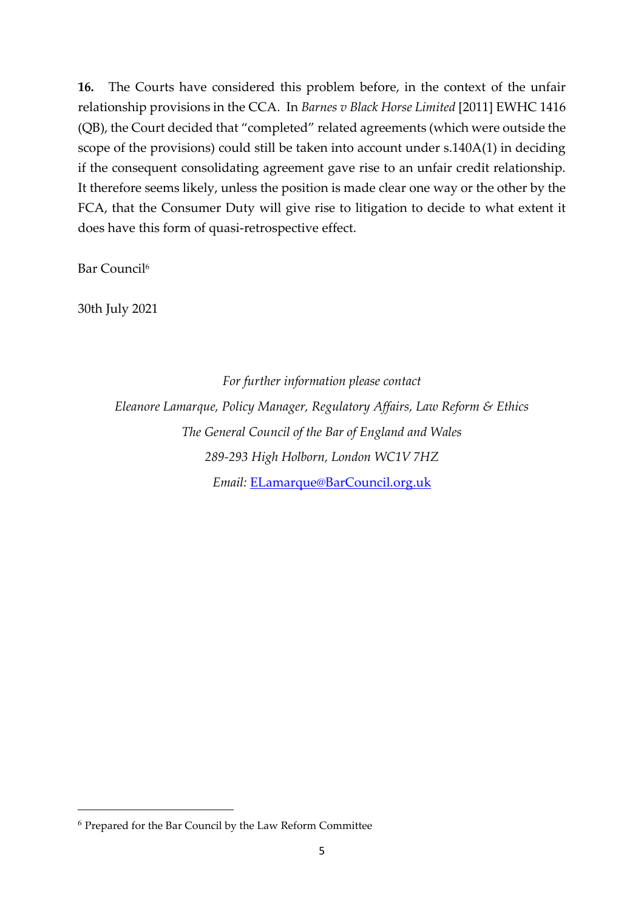**16.** The Courts have considered this problem before, in the context of the unfair relationship provisions in the CCA. In *Barnes v Black Horse Limited* [2011] EWHC 1416 (QB), the Court decided that "completed" related agreements (which were outside the scope of the provisions) could still be taken into account under s.140A(1) in deciding if the consequent consolidating agreement gave rise to an unfair credit relationship. It therefore seems likely, unless the position is made clear one way or the other by the FCA, that the Consumer Duty will give rise to litigation to decide to what extent it does have this form of quasi-retrospective effect.

Bar Council[6]

30th July 2021

*For further information please contact*

*Eleanore Lamarque, Policy Manager, Regulatory Affairs, Law Reform & Ethics*

*The General Council of the Bar of England and Wales*

*289-293 High Holborn, London WC1V 7HZ*

*Email:* ELamarque@BarCouncil.org.uk

[6] Prepared for the Bar Council by the Law Reform Committee